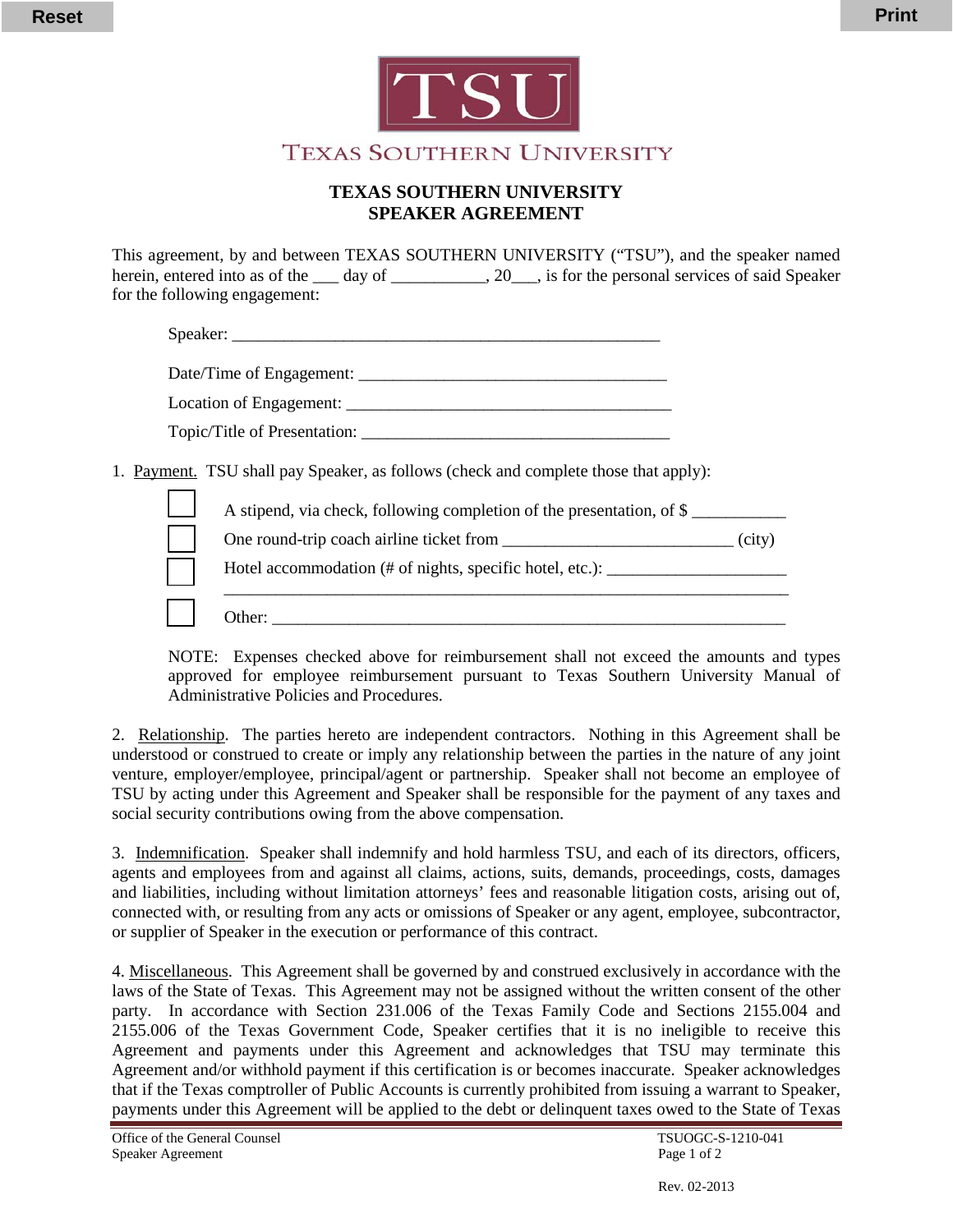TSU

TEXAS SOUTHERN UNIVERSITY

# TEXAS SOUTHERN UNIVERSITY
# SPEAKER AGREEMENT

This agreement, by and between TEXAS SOUTHERN UNIVERSITY ("TSU"), and the speaker named herein, entered into as of the ___ day of ___________, 20___, is for the personal services of said Speaker for the following engagement:

Speaker: ____________________________________________________

Date/Time of Engagement: ______________________________________

Location of Engagement: ________________________________________

Topic/Title of Presentation: ______________________________________

1. Payment. TSU shall pay Speaker, as follows (check and complete those that apply):

- ☐ A stipend, via check, following completion of the presentation, of $ ___________
- ☐ One round-trip coach airline ticket from ___________________________ (city)
- ☐ Hotel accommodation (# of nights, specific hotel, etc.): _____________________ ______________________________________________________________________
- ☐ Other: ______________________________________________________________

NOTE: Expenses checked above for reimbursement shall not exceed the amounts and types approved for employee reimbursement pursuant to Texas Southern University Manual of Administrative Policies and Procedures.

2. Relationship. The parties hereto are independent contractors. Nothing in this Agreement shall be understood or construed to create or imply any relationship between the parties in the nature of any joint venture, employer/employee, principal/agent or partnership. Speaker shall not become an employee of TSU by acting under this Agreement and Speaker shall be responsible for the payment of any taxes and social security contributions owing from the above compensation.

3. Indemnification. Speaker shall indemnify and hold harmless TSU, and each of its directors, officers, agents and employees from and against all claims, actions, suits, demands, proceedings, costs, damages and liabilities, including without limitation attorneys' fees and reasonable litigation costs, arising out of, connected with, or resulting from any acts or omissions of Speaker or any agent, employee, subcontractor, or supplier of Speaker in the execution or performance of this contract.

4. Miscellaneous. This Agreement shall be governed by and construed exclusively in accordance with the laws of the State of Texas. This Agreement may not be assigned without the written consent of the other party. In accordance with Section 231.006 of the Texas Family Code and Sections 2155.004 and 2155.006 of the Texas Government Code, Speaker certifies that it is no ineligible to receive this Agreement and payments under this Agreement and acknowledges that TSU may terminate this Agreement and/or withhold payment if this certification is or becomes inaccurate. Speaker acknowledges that if the Texas comptroller of Public Accounts is currently prohibited from issuing a warrant to Speaker, payments under this Agreement will be applied to the debt or delinquent taxes owed to the State of Texas

Office of the General Counsel
Speaker Agreement

TSUOGC-S-1210-041

Rev. 02-2013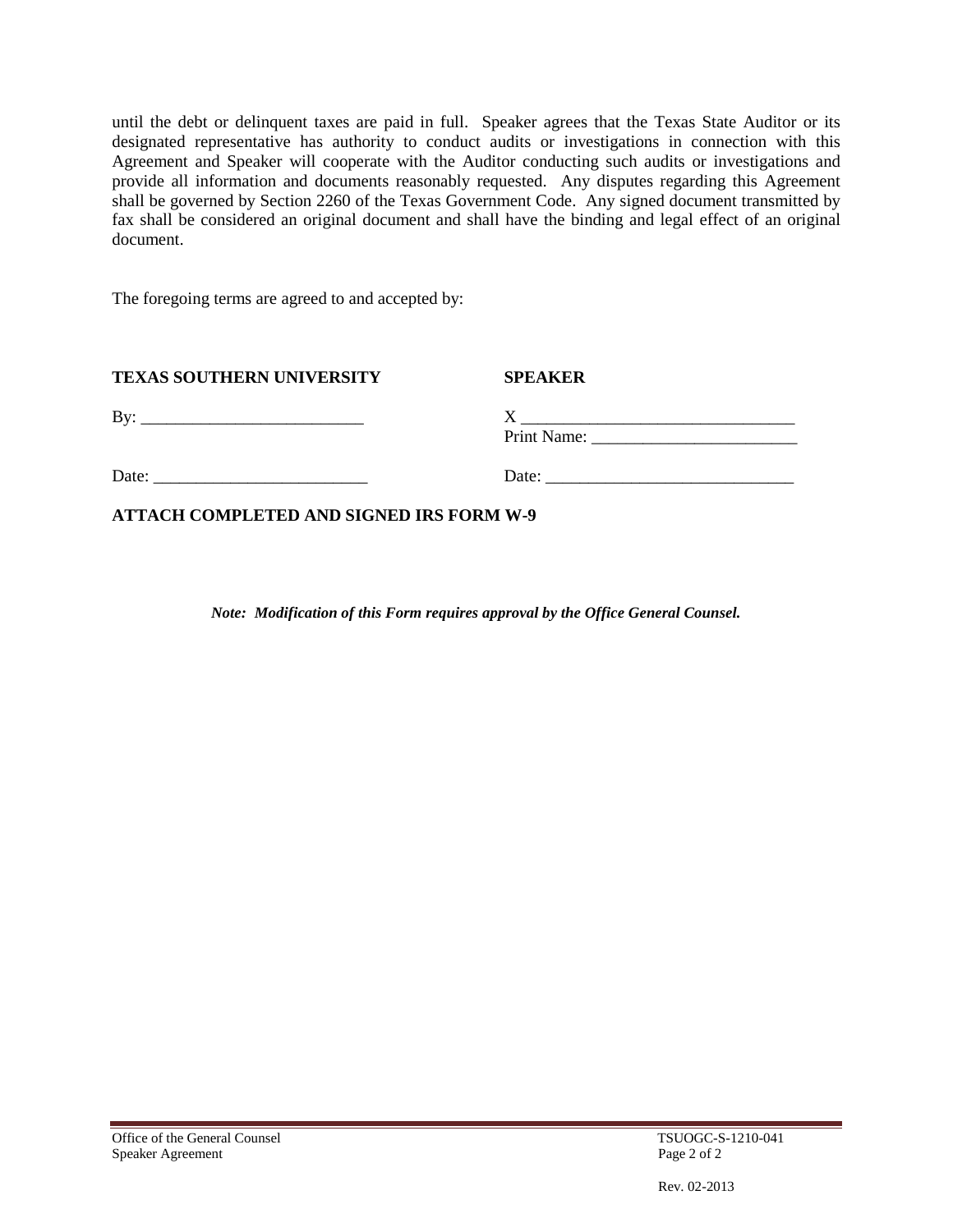until the debt or delinquent taxes are paid in full. Speaker agrees that the Texas State Auditor or its designated representative has authority to conduct audits or investigations in connection with this Agreement and Speaker will cooperate with the Auditor conducting such audits or investigations and provide all information and documents reasonably requested. Any disputes regarding this Agreement shall be governed by Section 2260 of the Texas Government Code. Any signed document transmitted by fax shall be considered an original document and shall have the binding and legal effect of an original document.

The foregoing terms are agreed to and accepted by:

| | |
|---|---|
| **TEXAS SOUTHERN UNIVERSITY** | **SPEAKER** |
| By: _________________________ | X _______________________________ |
| | Print Name: _______________________ |
| Date: ________________________ | Date: ____________________________ |

**ATTACH COMPLETED AND SIGNED IRS FORM W-9**

***Note: Modification of this Form requires approval by the Office General Counsel.***

Office of the General Counsel
Speaker Agreement

TSUOGC-S-1210-041

Rev. 02-2013